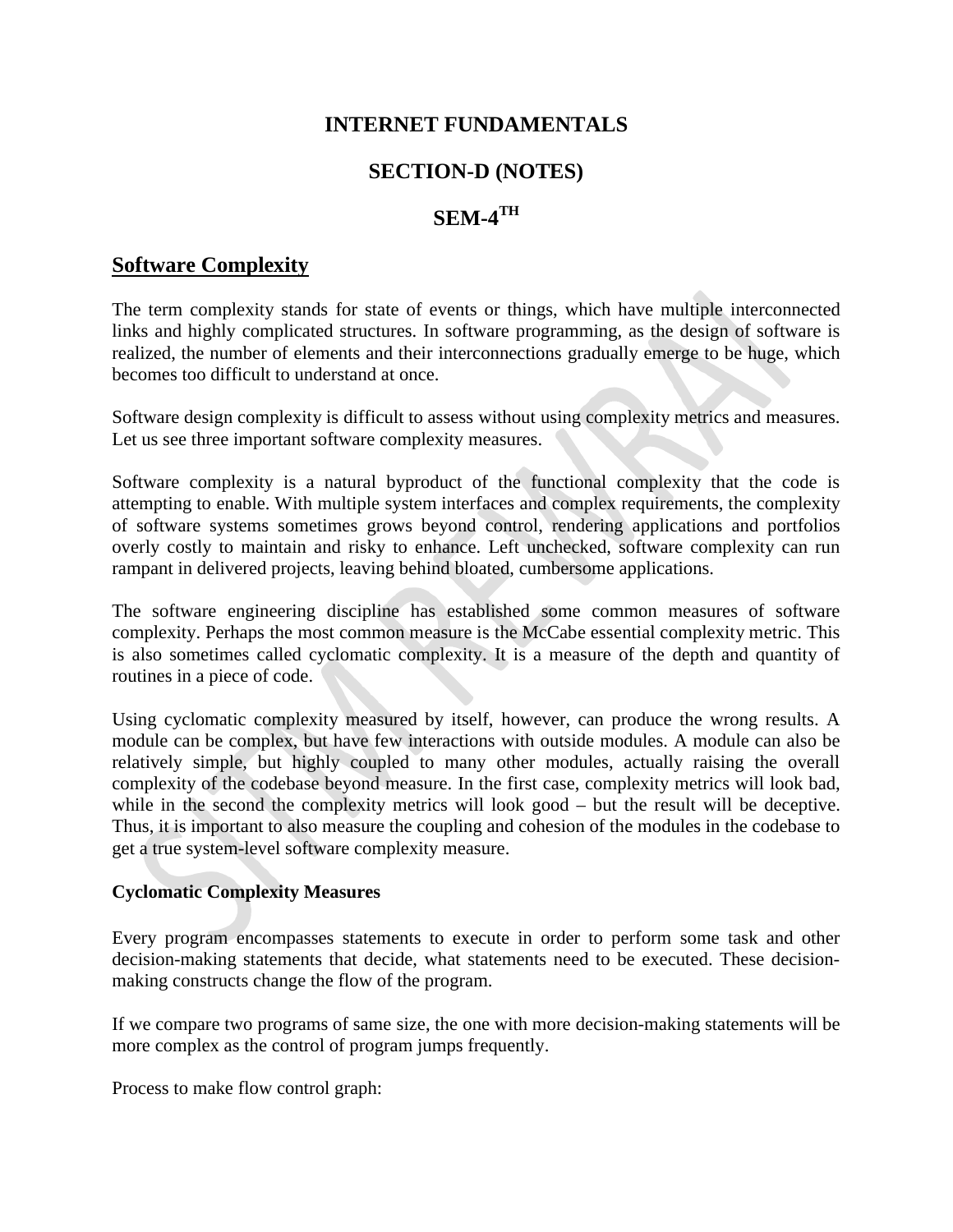# INTERNET FUNDAMENTALS

# SECTION-D (NOTES)

# SEM-4TH

## Software Complexity

The term complexity stands for state of events or things, which have multiple interconnected links and highly complicated structures. In software programming, as the design of software is realized, the number of elements and their interconnections gradually emerge to be huge, which becomes too difficult to understand at once.

Software design complexity is difficult to assess without using complexity metrics and measures. Let us see three important software complexity measures.

Software complexity is a natural byproduct of the functional complexity that the code is attempting to enable. With multiple system interfaces and complex requirements, the complexity of software systems sometimes grows beyond control, rendering applications and portfolios overly costly to maintain and risky to enhance. Left unchecked, software complexity can run rampant in delivered projects, leaving behind bloated, cumbersome applications.

The software engineering discipline has established some common measures of software complexity. Perhaps the most common measure is the McCabe essential complexity metric. This is also sometimes called cyclomatic complexity. It is a measure of the depth and quantity of routines in a piece of code.

Using cyclomatic complexity measured by itself, however, can produce the wrong results. A module can be complex, but have few interactions with outside modules. A module can also be relatively simple, but highly coupled to many other modules, actually raising the overall complexity of the codebase beyond measure. In the first case, complexity metrics will look bad, while in the second the complexity metrics will look good – but the result will be deceptive. Thus, it is important to also measure the coupling and cohesion of the modules in the codebase to get a true system-level software complexity measure.

**Cyclomatic Complexity Measures**

Every program encompasses statements to execute in order to perform some task and other decision-making statements that decide, what statements need to be executed. These decision-making constructs change the flow of the program.

If we compare two programs of same size, the one with more decision-making statements will be more complex as the control of program jumps frequently.

Process to make flow control graph: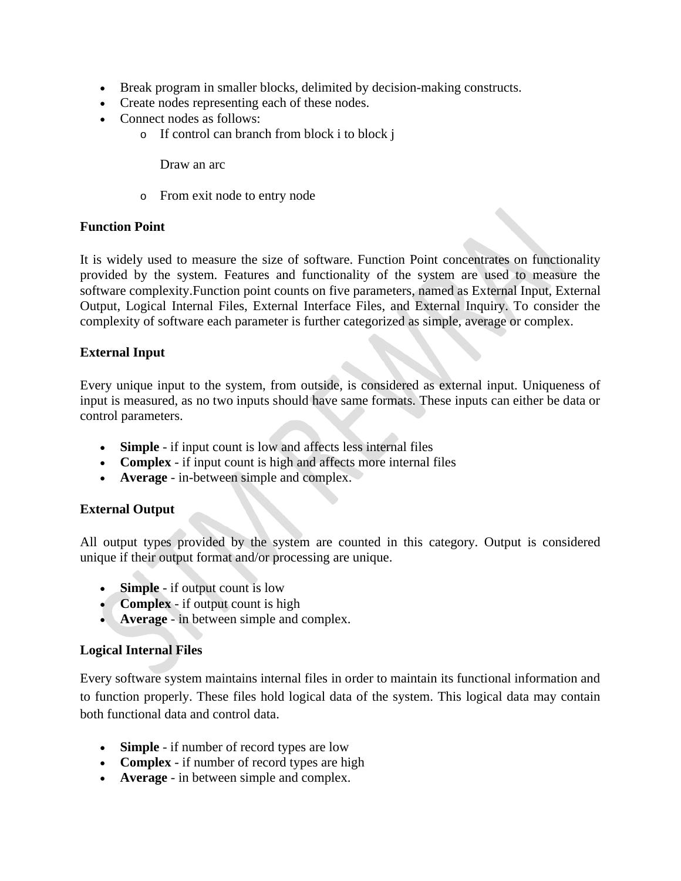- Break program in smaller blocks, delimited by decision-making constructs.
- Create nodes representing each of these nodes.
- Connect nodes as follows:
    - If control can branch from block i to block j

      Draw an arc

    - From exit node to entry node

**Function Point**

It is widely used to measure the size of software. Function Point concentrates on functionality provided by the system. Features and functionality of the system are used to measure the software complexity.Function point counts on five parameters, named as External Input, External Output, Logical Internal Files, External Interface Files, and External Inquiry. To consider the complexity of software each parameter is further categorized as simple, average or complex.

**External Input**

Every unique input to the system, from outside, is considered as external input. Uniqueness of input is measured, as no two inputs should have same formats. These inputs can either be data or control parameters.

- **Simple** - if input count is low and affects less internal files
- **Complex** - if input count is high and affects more internal files
- **Average** - in-between simple and complex.

**External Output**

All output types provided by the system are counted in this category. Output is considered unique if their output format and/or processing are unique.

- **Simple** - if output count is low
- **Complex** - if output count is high
- **Average** - in between simple and complex.

**Logical Internal Files**

Every software system maintains internal files in order to maintain its functional information and to function properly. These files hold logical data of the system. This logical data may contain both functional data and control data.

- **Simple** - if number of record types are low
- **Complex** - if number of record types are high
- **Average** - in between simple and complex.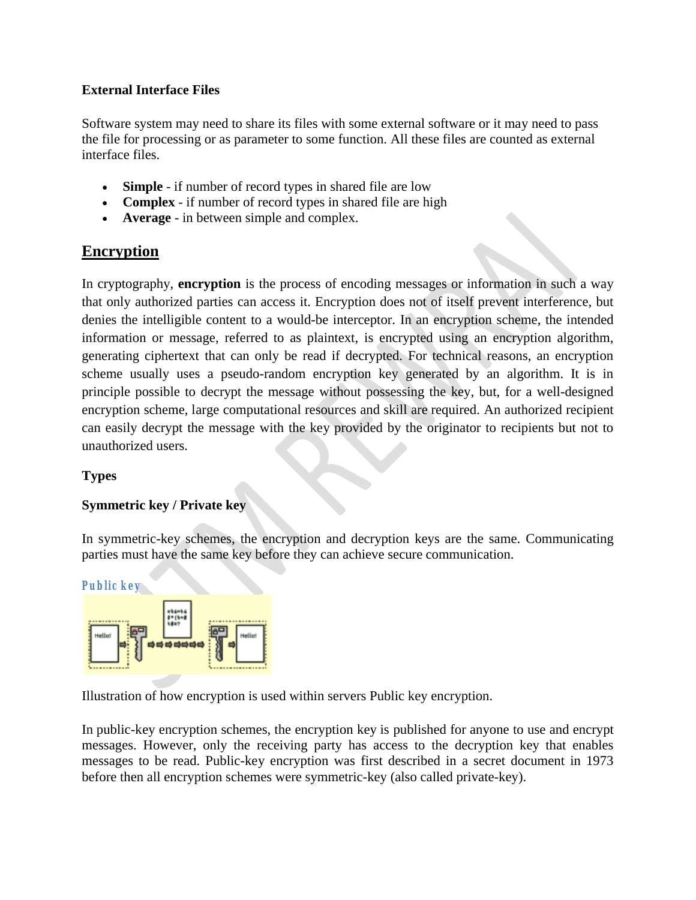**External Interface Files**

Software system may need to share its files with some external software or it may need to pass the file for processing or as parameter to some function. All these files are counted as external interface files.

- **Simple** - if number of record types in shared file are low
- **Complex** - if number of record types in shared file are high
- **Average** - in between simple and complex.

## Encryption

In cryptography, **encryption** is the process of encoding messages or information in such a way that only authorized parties can access it. Encryption does not of itself prevent interference, but denies the intelligible content to a would-be interceptor. In an encryption scheme, the intended information or message, referred to as plaintext, is encrypted using an encryption algorithm, generating ciphertext that can only be read if decrypted. For technical reasons, an encryption scheme usually uses a pseudo-random encryption key generated by an algorithm. It is in principle possible to decrypt the message without possessing the key, but, for a well-designed encryption scheme, large computational resources and skill are required. An authorized recipient can easily decrypt the message with the key provided by the originator to recipients but not to unauthorized users.

**Types**

**Symmetric key / Private key**

In symmetric-key schemes, the encryption and decryption keys are the same. Communicating parties must have the same key before they can achieve secure communication.

**Public key**

Illustration of how encryption is used within servers Public key encryption.

In public-key encryption schemes, the encryption key is published for anyone to use and encrypt messages. However, only the receiving party has access to the decryption key that enables messages to be read. Public-key encryption was first described in a secret document in 1973 before then all encryption schemes were symmetric-key (also called private-key).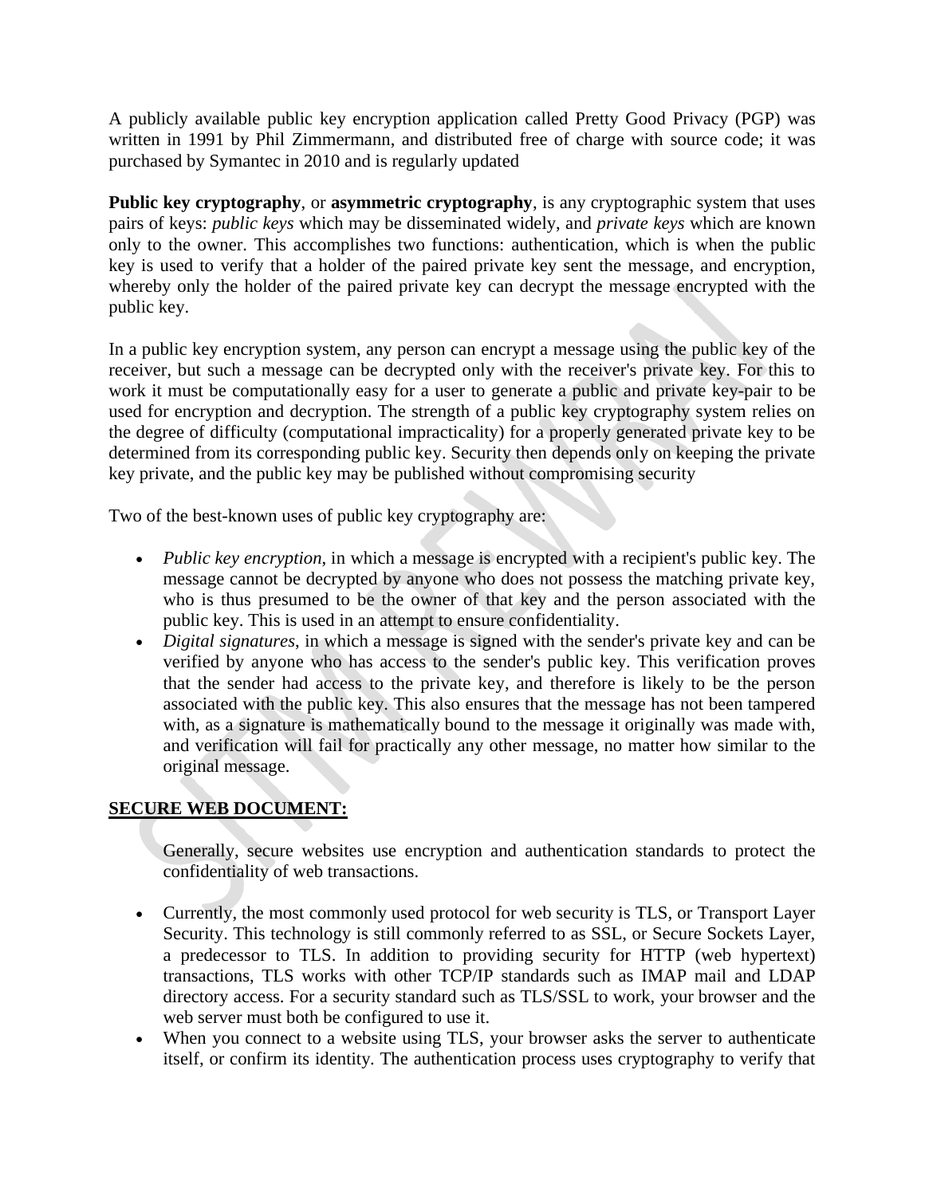A publicly available public key encryption application called Pretty Good Privacy (PGP) was written in 1991 by Phil Zimmermann, and distributed free of charge with source code; it was purchased by Symantec in 2010 and is regularly updated

**Public key cryptography**, or **asymmetric cryptography**, is any cryptographic system that uses pairs of keys: *public keys* which may be disseminated widely, and *private keys* which are known only to the owner. This accomplishes two functions: authentication, which is when the public key is used to verify that a holder of the paired private key sent the message, and encryption, whereby only the holder of the paired private key can decrypt the message encrypted with the public key.

In a public key encryption system, any person can encrypt a message using the public key of the receiver, but such a message can be decrypted only with the receiver's private key. For this to work it must be computationally easy for a user to generate a public and private key-pair to be used for encryption and decryption. The strength of a public key cryptography system relies on the degree of difficulty (computational impracticality) for a properly generated private key to be determined from its corresponding public key. Security then depends only on keeping the private key private, and the public key may be published without compromising security

Two of the best-known uses of public key cryptography are:

- *Public key encryption*, in which a message is encrypted with a recipient's public key. The message cannot be decrypted by anyone who does not possess the matching private key, who is thus presumed to be the owner of that key and the person associated with the public key. This is used in an attempt to ensure confidentiality.
- *Digital signatures*, in which a message is signed with the sender's private key and can be verified by anyone who has access to the sender's public key. This verification proves that the sender had access to the private key, and therefore is likely to be the person associated with the public key. This also ensures that the message has not been tampered with, as a signature is mathematically bound to the message it originally was made with, and verification will fail for practically any other message, no matter how similar to the original message.

## SECURE WEB DOCUMENT:

Generally, secure websites use encryption and authentication standards to protect the confidentiality of web transactions.

- Currently, the most commonly used protocol for web security is TLS, or Transport Layer Security. This technology is still commonly referred to as SSL, or Secure Sockets Layer, a predecessor to TLS. In addition to providing security for HTTP (web hypertext) transactions, TLS works with other TCP/IP standards such as IMAP mail and LDAP directory access. For a security standard such as TLS/SSL to work, your browser and the web server must both be configured to use it.
- When you connect to a website using TLS, your browser asks the server to authenticate itself, or confirm its identity. The authentication process uses cryptography to verify that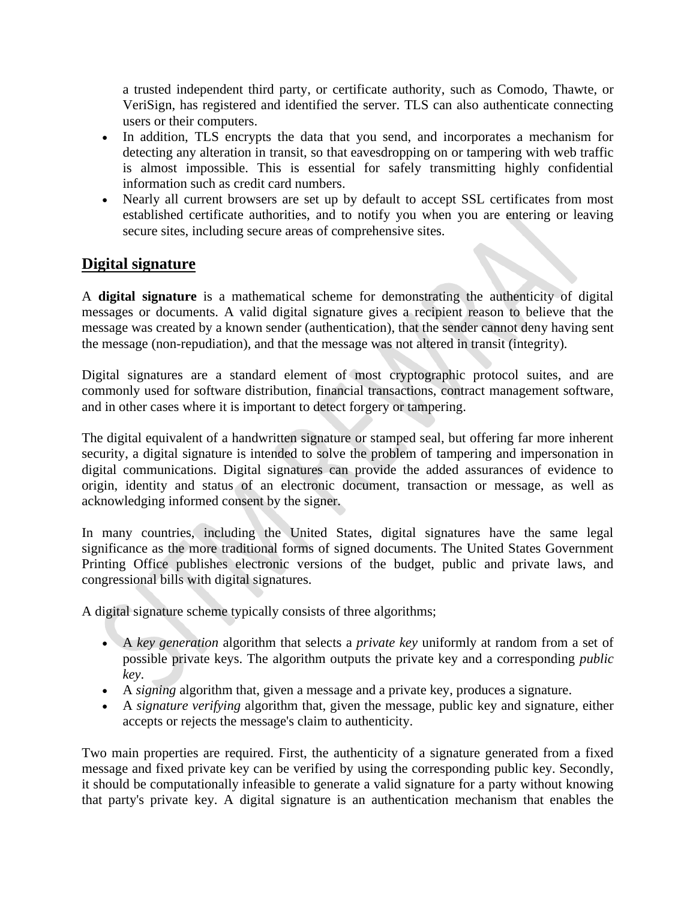a trusted independent third party, or certificate authority, such as Comodo, Thawte, or VeriSign, has registered and identified the server. TLS can also authenticate connecting users or their computers.

- In addition, TLS encrypts the data that you send, and incorporates a mechanism for detecting any alteration in transit, so that eavesdropping on or tampering with web traffic is almost impossible. This is essential for safely transmitting highly confidential information such as credit card numbers.
- Nearly all current browsers are set up by default to accept SSL certificates from most established certificate authorities, and to notify you when you are entering or leaving secure sites, including secure areas of comprehensive sites.

## Digital signature

A **digital signature** is a mathematical scheme for demonstrating the authenticity of digital messages or documents. A valid digital signature gives a recipient reason to believe that the message was created by a known sender (authentication), that the sender cannot deny having sent the message (non-repudiation), and that the message was not altered in transit (integrity).

Digital signatures are a standard element of most cryptographic protocol suites, and are commonly used for software distribution, financial transactions, contract management software, and in other cases where it is important to detect forgery or tampering.

The digital equivalent of a handwritten signature or stamped seal, but offering far more inherent security, a digital signature is intended to solve the problem of tampering and impersonation in digital communications. Digital signatures can provide the added assurances of evidence to origin, identity and status of an electronic document, transaction or message, as well as acknowledging informed consent by the signer.

In many countries, including the United States, digital signatures have the same legal significance as the more traditional forms of signed documents. The United States Government Printing Office publishes electronic versions of the budget, public and private laws, and congressional bills with digital signatures.

A digital signature scheme typically consists of three algorithms;

- A *key generation* algorithm that selects a *private key* uniformly at random from a set of possible private keys. The algorithm outputs the private key and a corresponding *public key*.
- A *signing* algorithm that, given a message and a private key, produces a signature.
- A *signature verifying* algorithm that, given the message, public key and signature, either accepts or rejects the message's claim to authenticity.

Two main properties are required. First, the authenticity of a signature generated from a fixed message and fixed private key can be verified by using the corresponding public key. Secondly, it should be computationally infeasible to generate a valid signature for a party without knowing that party's private key. A digital signature is an authentication mechanism that enables the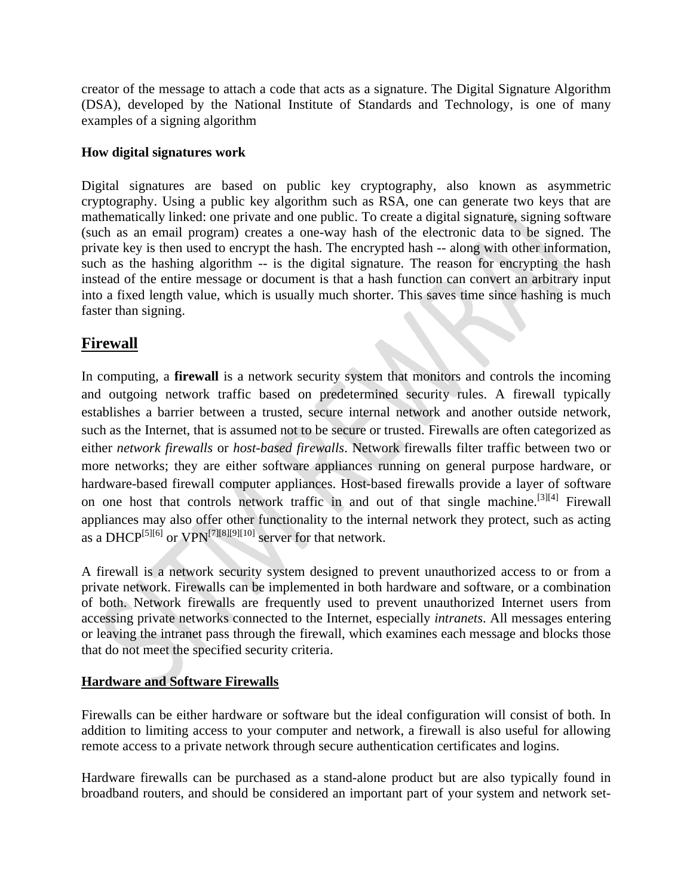creator of the message to attach a code that acts as a signature. The Digital Signature Algorithm (DSA), developed by the National Institute of Standards and Technology, is one of many examples of a signing algorithm

**How digital signatures work**

Digital signatures are based on public key cryptography, also known as asymmetric cryptography. Using a public key algorithm such as RSA, one can generate two keys that are mathematically linked: one private and one public. To create a digital signature, signing software (such as an email program) creates a one-way hash of the electronic data to be signed. The private key is then used to encrypt the hash. The encrypted hash -- along with other information, such as the hashing algorithm -- is the digital signature. The reason for encrypting the hash instead of the entire message or document is that a hash function can convert an arbitrary input into a fixed length value, which is usually much shorter. This saves time since hashing is much faster than signing.

## Firewall

In computing, a **firewall** is a network security system that monitors and controls the incoming and outgoing network traffic based on predetermined security rules. A firewall typically establishes a barrier between a trusted, secure internal network and another outside network, such as the Internet, that is assumed not to be secure or trusted. Firewalls are often categorized as either *network firewalls* or *host-based firewalls*. Network firewalls filter traffic between two or more networks; they are either software appliances running on general purpose hardware, or hardware-based firewall computer appliances. Host-based firewalls provide a layer of software on one host that controls network traffic in and out of that single machine.[3][4] Firewall appliances may also offer other functionality to the internal network they protect, such as acting as a DHCP[5][6] or VPN[7][8][9][10] server for that network.

A firewall is a network security system designed to prevent unauthorized access to or from a private network. Firewalls can be implemented in both hardware and software, or a combination of both. Network firewalls are frequently used to prevent unauthorized Internet users from accessing private networks connected to the Internet, especially *intranets*. All messages entering or leaving the intranet pass through the firewall, which examines each message and blocks those that do not meet the specified security criteria.

**Hardware and Software Firewalls**

Firewalls can be either hardware or software but the ideal configuration will consist of both. In addition to limiting access to your computer and network, a firewall is also useful for allowing remote access to a private network through secure authentication certificates and logins.

Hardware firewalls can be purchased as a stand-alone product but are also typically found in broadband routers, and should be considered an important part of your system and network set-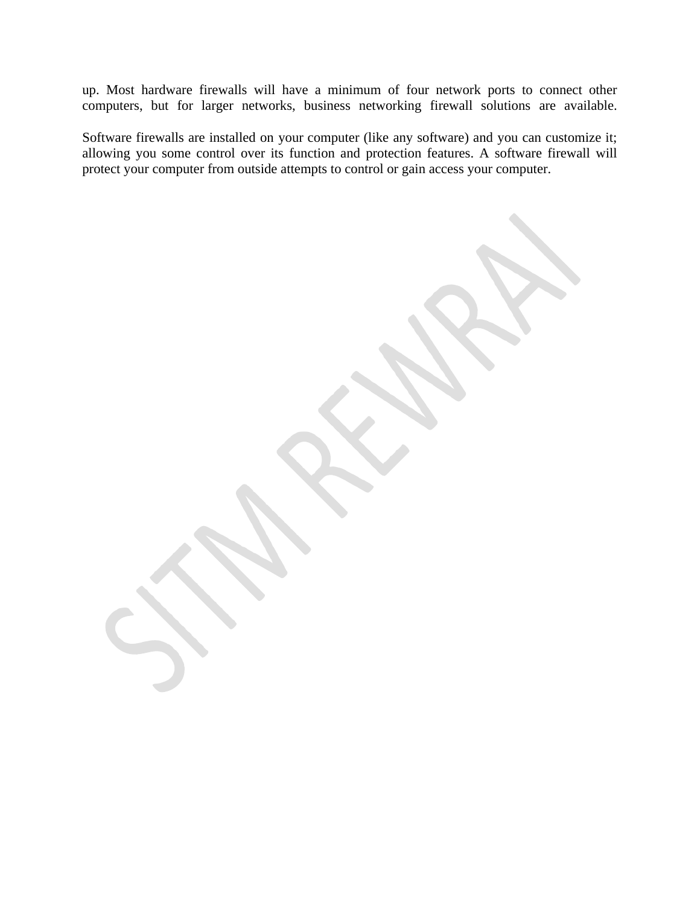up. Most hardware firewalls will have a minimum of four network ports to connect other computers, but for larger networks, business networking firewall solutions are available.

Software firewalls are installed on your computer (like any software) and you can customize it; allowing you some control over its function and protection features. A software firewall will protect your computer from outside attempts to control or gain access your computer.